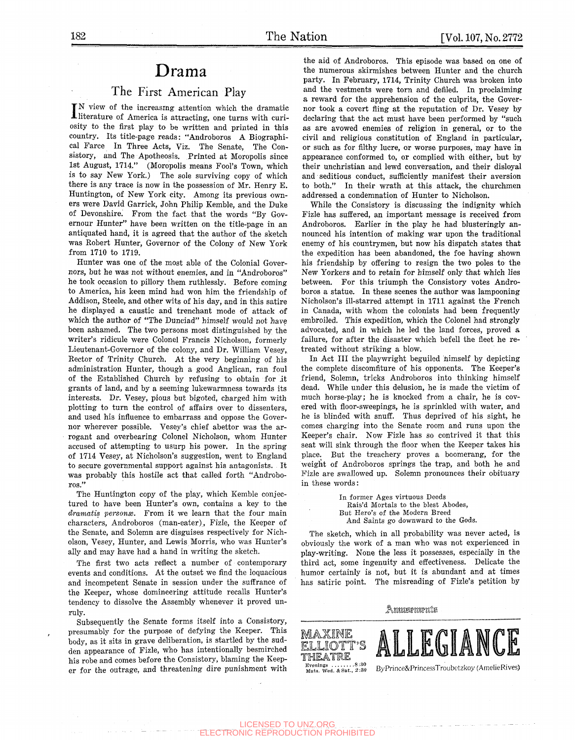# Drama

## The First American Play

In view of the increasing attention which the dramatic literature of America is attracting, one turns with curiosity to the first play to be written and printed in this country. Its title-page reads: "Androboros A Biographical Farce In Three Acts, Viz. The Senate, The Consistory, and The Apotheosis. Printed at Moropolis since 1st August, 1714." (Moropolis means Fool's Town, which is to say New York.) The sole surviving copy of which there is any trace is now in the possession of Mr. Henry E. Huntington, of New York city. Among its previous owners were David Garrick, John Philip Kemble, and the Duke of Devonshire. From the fact that the words "By Governour Hunter" have been written on the title-page in an antiquated hand, it is agreed that the author of the sketch was Robert Hunter, Governor of the Colony of New York from 1710 to 1719.

Hunter was one of the most able of the Colonial Governors, but he was not without enemies, and in "Androboros" he took occasion to pillory them ruthlessly. Before coming to America, his keen mind had won him the friendship of Addison, Steele, and other wits of his day, and in this satire he displayed a caustic and trenchant mode of attack of which the author of "The Dunciad" himself would not have been ashamed. The two persons most distinguished by the writer's ridicule were Colonel Francis Nicholson, formerly Lieutenant-Governor of the colony, and Dr. William Vesey, Rector of Trinity Church. At the very beginning of his administration Hunter, though a good Anglican, ran foul of the Established Church by refusing to obtain for it grants of land, and by a seeming lukewarmness towards its interests. Dr. Vesey, pious but bigoted, charged him with plotting to turn the control of affairs over to dissenters, and used his influence to embarrass and oppose the Governor wherever possible. Vesey's chief abettor was the arrogant and overbearing Colonel Nicholson, whom Hunter accused of attempting to usurp his power. In the spring of 1714 Vesey, at Nicholson's suggestion, went to England to secure governmental support against his antagonists. It was probably this hostile act that called forth "Androboros."

The Huntington copy of the play, which Kemble conjectured to have been Hunter's own, contains a key to the *dramatis personæ*. From it we learn that the four main characters, Androboros (man-eater), Fizle, the Keeper of the Senate, and Solemn are disguises respectively for Nicholson, Vesey, Hunter, and Lewis Morris, who was Hunter's ally and may have had a hand in writing the sketch.

The first two acts reflect a number of contemporary events and conditions. At the outset we find the loquacious and incompetent Senate in session under the suffrance of the Keeper, whose domineering attitude recalls Hunter's tendency to dissolve the Assembly whenever it proved unruly.

Subsequently the Senate forms itself into a Consistory, presumably for the purpose of defying the Keeper. This body, as it sits in grave deliberation, is startled by the sudden appearance of Fizle, who has intentionally besmirched his robe and comes before the Consistory, blaming the Keeper for the outrage, and threatening dire punishment with the aid of Androboros. This episode was based on one of the numerous skirmishes between Hunter and the church party. In February, 1714, Trinity Church was broken into and the vestments were torn and defiled. In proclaiming a reward for the apprehension of the culprits, the Governor took a covert fling at the reputation of Dr. Vesey by declaring that the act must have been performed by "such as are avowed enemies of religion in general, or to the civil and religious constitution of England in particular, or such as for filthy lucre, or worse purposes, may have in appearance conformed to, or complied with either, but by their unchristian and lewd conversation, and their disloyal and seditious conduct, sufficiently manifest their aversion to both." In their wrath at this attack, the churchmen addressed a condemnation of Hunter to Nicholson.

While the Consistory is discussing the indignity which Fizle has suffered, an important message is received from Androboros. Earlier in the play he had blusteringly announced his intention of making war upon the traditional enemy of his countrymen, but now his dispatch states that the expedition has been abandoned, the foe having shown his friendship by offering to resign the two poles to the New Yorkers and to retain for himself only that which lies between. For this triumph the Consistory votes Androboros a statue. In these scenes the author was lampooning Nicholson's ill-starred attempt in 1711 against the French in Canada, with whom the colonists had been frequently embroiled. This expedition, which the Colonel had strongly advocated, and in which he led the land forces, proved a failure, for after the disaster which befell the fleet he retreated without striking a blow.

In Act III the playwright beguiled himself by depicting the complete discomfiture of his opponents. The Keeper's friend, Solemn, tricks Androboros into thinking himself dead. While under this delusion, he is made the victim of much horse-play; he is knocked from a chair, he is covered with floor-sweepings, he is sprinkled with water, and he is blinded with snuff. Thus deprived of his sight, he comes charging into the Senate room and runs upon the Keeper's chair. Now Fizle has so contrived it that this seat will sink through the floor when the Keeper takes his place. But the treachery proves a boomerang, for the weight of Androboros springs the trap, and both he and Fizle are swallowed up. Solemn pronounces their obituary in these words:

> In former Ages virtuous Deeds
> Rais'd Mortals to the blest Abodes,
> But Hero's of the Modern Breed
> And Saints go downward to the Gods.

The sketch, which in all probability was never acted, is obviously the work of a man who was not experienced in play-writing. None the less it possesses, especially in the third act, some ingenuity and effectiveness. Delicate the humor certainly is not, but it is abundant and at times has satiric point. The misreading of Fizle's petition by

---

Amusements

MAXINE ELLIOTT'S THEATRE — Evenings ........8:30 — Mats. Wed. & Sat., 2:30

**ALLEGIANCE**

By Prince & Princess Troubetzkoy (Amelie Rives)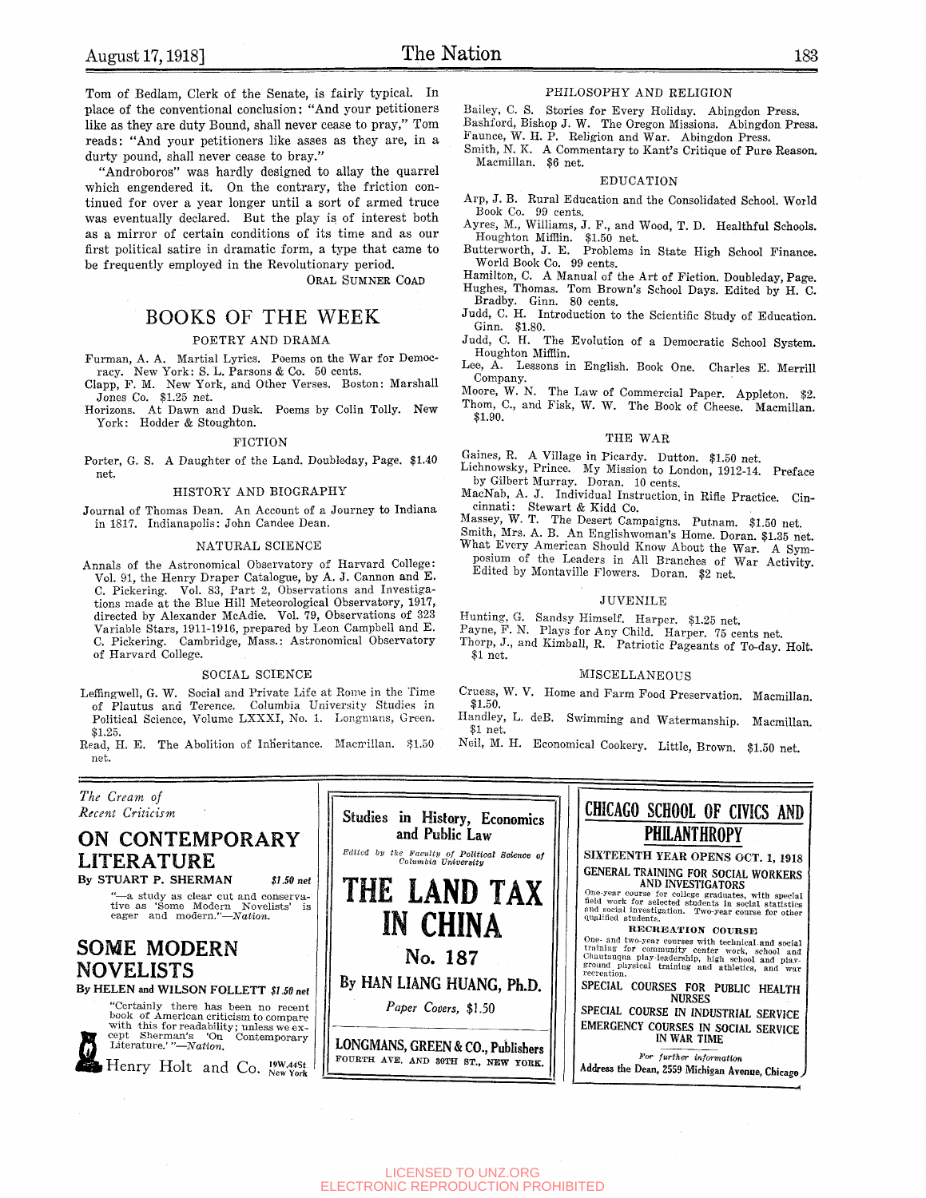Tom of Bedlam, Clerk of the Senate, is fairly typical. In place of the conventional conclusion: "And your petitioners like as they are duty Bound, shall never cease to pray," Tom reads: "And your petitioners like asses as they are, in a durty pound, shall never cease to bray."

"Androboros" was hardly designed to allay the quarrel which engendered it. On the contrary, the friction continued for over a year longer until a sort of armed truce was eventually declared. But the play is of interest both as a mirror of certain conditions of its time and as our first political satire in dramatic form, a type that came to be frequently employed in the Revolutionary period.

ORAL SUMNER COAD

# BOOKS OF THE WEEK

## POETRY AND DRAMA

Furman, A. A. Martial Lyrics. Poems on the War for Democracy. New York: S. L. Parsons & Co. 50 cents.

Clapp, F. M. New York, and Other Verses. Boston: Marshall Jones Co. $1.25 net.

Horizons. At Dawn and Dusk. Poems by Colin Tolly. New York: Hodder & Stoughton.

## FICTION

Porter, G. S. A Daughter of the Land. Doubleday, Page. $1.40 net.

## HISTORY AND BIOGRAPHY

Journal of Thomas Dean. An Account of a Journey to Indiana in 1817. Indianapolis: John Candee Dean.

## NATURAL SCIENCE

Annals of the Astronomical Observatory of Harvard College: Vol. 91, the Henry Draper Catalogue, by A. J. Cannon and E. C. Pickering. Vol. 83, Part 2, Observations and Investigations made at the Blue Hill Meteorological Observatory, 1917, directed by Alexander McAdie. Vol. 79, Observations of 323 Variable Stars, 1911-1916, prepared by Leon Campbell and E. C. Pickering. Cambridge, Mass.: Astronomical Observatory of Harvard College.

## SOCIAL SCIENCE

Leffingwell, G. W. Social and Private Life at Rome in the Time of Plautus and Terence. Columbia University Studies in Political Science, Volume LXXXI, No. 1. Longmans, Green. $1.25.

Read, H. E. The Abolition of Inheritance. Macmillan. $1.50 net.

## PHILOSOPHY AND RELIGION

Bailey, C. S. Stories for Every Holiday. Abingdon Press.

Bashford, Bishop J. W. The Oregon Missions. Abingdon Press.

Faunce, W. H. P. Religion and War. Abingdon Press.

Smith, N. K. A Commentary to Kant's Critique of Pure Reason. Macmillan. $6 net.

## EDUCATION

Arp, J. B. Rural Education and the Consolidated School. World Book Co. 99 cents.

Ayres, M., Williams, J. F., and Wood, T. D. Healthful Schools. Houghton Mifflin. $1.50 net.

Butterworth, J. E. Problems in State High School Finance. World Book Co. 99 cents.

Hamilton, C. A Manual of the Art of Fiction. Doubleday, Page.

Hughes, Thomas. Tom Brown's School Days. Edited by H. C. Bradby. Ginn. 80 cents.

Judd, C. H. Introduction to the Scientific Study of Education. Ginn. $1.80.

Judd, C. H. The Evolution of a Democratic School System. Houghton Mifflin.

Lee, A. Lessons in English. Book One. Charles E. Merrill Company.

Moore, W. N. The Law of Commercial Paper. Appleton. $2.

Thom, C., and Fisk, W. W. The Book of Cheese. Macmillan. $1.90.

## THE WAR

Gaines, R. A Village in Picardy. Dutton. $1.50 net.

Lichnowsky, Prince. My Mission to London, 1912-14. Preface by Gilbert Murray. Doran. 10 cents.

MacNab, A. J. Individual Instruction in Rifle Practice. Cincinnati: Stewart & Kidd Co.

Massey, W. T. The Desert Campaigns. Putnam. $1.50 net.

Smith, Mrs. A. B. An Englishwoman's Home. Doran. $1.35 net.

What Every American Should Know About the War. A Symposium of the Leaders in All Branches of War Activity. Edited by Montaville Flowers. Doran. $2 net.

## JUVENILE

Hunting, G. Sandsy Himself. Harper. $1.25 net.

Payne, F. N. Plays for Any Child. Harper. 75 cents net.

Thorp, J., and Kimball, R. Patriotic Pageants of To-day. Holt. $1 net.

## MISCELLANEOUS

Cruess, W. V. Home and Farm Food Preservation. Macmillan. $1.50.

Handley, L. deB. Swimming and Watermanship. Macmillan. $1 net.

Neil, M. H. Economical Cookery. Little, Brown. $1.50 net.

---

*The Cream of Recent Criticism*

**ON CONTEMPORARY LITERATURE**

**By STUART P. SHERMAN** *$1.50 net*

"—a study as clear cut and conservative as 'Some Modern Novelists' is eager and modern."—*Nation.*

**SOME MODERN NOVELISTS**

**By HELEN and WILSON FOLLETT** *$1.50 net*

"Certainly there has been no recent book of American criticism to compare with this for readability; unless we except Sherman's 'On Contemporary Literature.'"—*Nation.*

Henry Holt and Co. 19 W. 44 St New York

---

**Studies in History, Economics and Public Law**

*Edited by the Faculty of Political Science of Columbia University*

**THE LAND TAX IN CHINA**

**No. 187**

**By HAN LIANG HUANG, Ph.D.**

*Paper Covers,* $1.50

**LONGMANS, GREEN & CO., Publishers**

FOURTH AVE. AND 30TH ST., NEW YORK.

---

**CHICAGO SCHOOL OF CIVICS AND PHILANTHROPY**

**SIXTEENTH YEAR OPENS OCT. 1, 1918**

**GENERAL TRAINING FOR SOCIAL WORKERS AND INVESTIGATORS**

One-year course for college graduates, with special field work for selected students in social statistics and social investigation. Two-year course for other qualified students.

**RECREATION COURSE**

One- and two-year courses with technical and social training for community center work, school and Chautauqua play-leadership, high school and playground physical training and athletics, and war recreation.

**SPECIAL COURSES FOR PUBLIC HEALTH NURSES**

**SPECIAL COURSE IN INDUSTRIAL SERVICE**

**EMERGENCY COURSES IN SOCIAL SERVICE IN WAR TIME**

*For further information*

**Address the Dean, 2559 Michigan Avenue, Chicago**